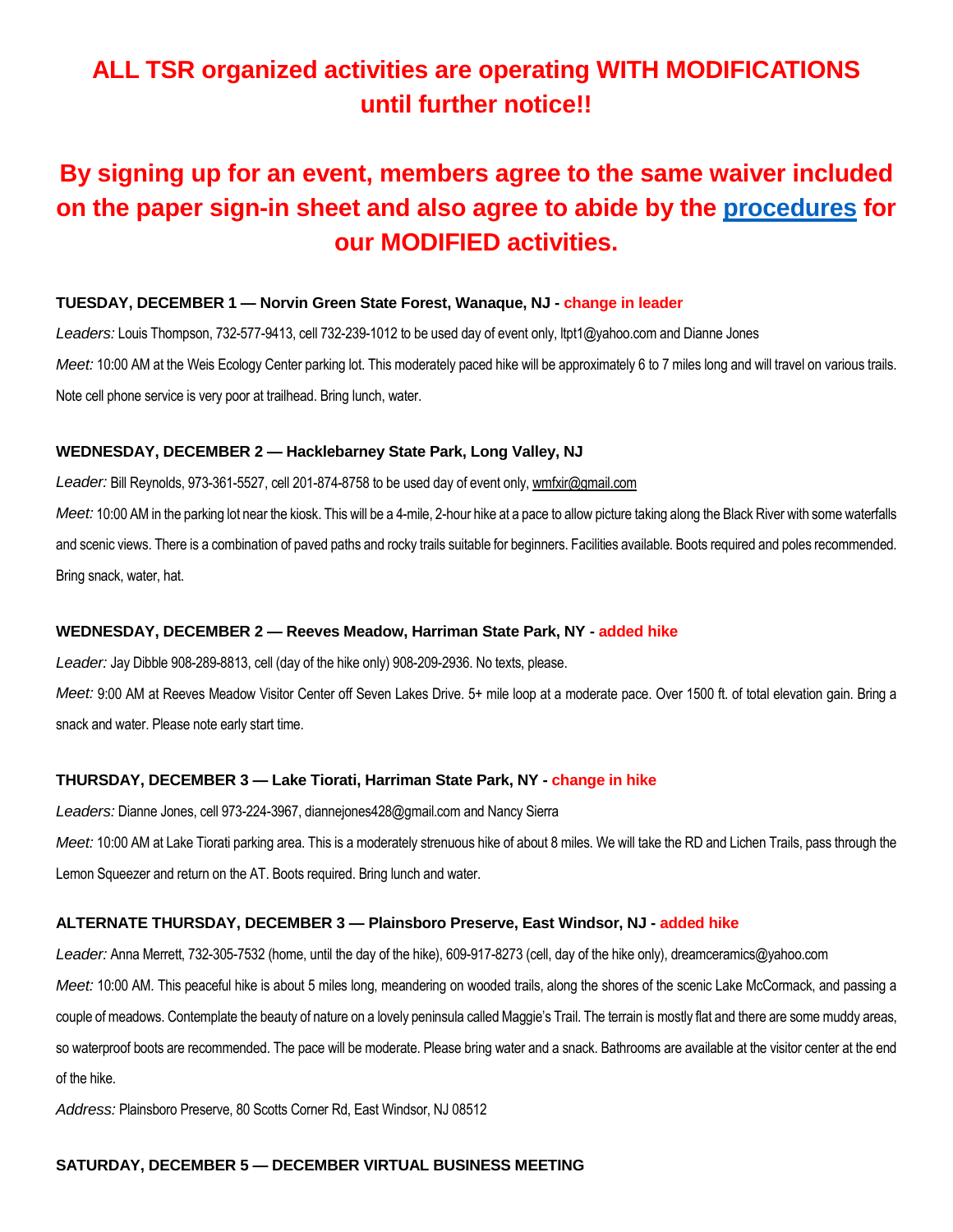# ALL TSR organized activities are operating WITH MODIFICATIONS until further notice!!

## By signing up for an event, members agree to the same waiver included on the paper sign-in sheet and also agree to abide by the procedures for our MODIFIED activities.

**TUESDAY, DECEMBER 1 — Norvin Green State Forest, Wanaque, NJ - change in leader**

*Leaders:* Louis Thompson, 732-577-9413, cell 732-239-1012 to be used day of event only, ltpt1@yahoo.com and Dianne Jones

*Meet:* 10:00 AM at the Weis Ecology Center parking lot. This moderately paced hike will be approximately 6 to 7 miles long and will travel on various trails. Note cell phone service is very poor at trailhead. Bring lunch, water.

**WEDNESDAY, DECEMBER 2 — Hacklebarney State Park, Long Valley, NJ**

*Leader:* Bill Reynolds, 973-361-5527, cell 201-874-8758 to be used day of event only, wmfxir@gmail.com

*Meet:* 10:00 AM in the parking lot near the kiosk. This will be a 4-mile, 2-hour hike at a pace to allow picture taking along the Black River with some waterfalls and scenic views. There is a combination of paved paths and rocky trails suitable for beginners. Facilities available. Boots required and poles recommended. Bring snack, water, hat.

**WEDNESDAY, DECEMBER 2 — Reeves Meadow, Harriman State Park, NY - added hike**

*Leader:* Jay Dibble 908-289-8813, cell (day of the hike only) 908-209-2936. No texts, please.

*Meet:* 9:00 AM at Reeves Meadow Visitor Center off Seven Lakes Drive. 5+ mile loop at a moderate pace. Over 1500 ft. of total elevation gain. Bring a snack and water. Please note early start time.

**THURSDAY, DECEMBER 3 — Lake Tiorati, Harriman State Park, NY - change in hike**

*Leaders:* Dianne Jones, cell 973-224-3967, diannejones428@gmail.com and Nancy Sierra

*Meet:* 10:00 AM at Lake Tiorati parking area. This is a moderately strenuous hike of about 8 miles. We will take the RD and Lichen Trails, pass through the Lemon Squeezer and return on the AT. Boots required. Bring lunch and water.

**ALTERNATE THURSDAY, DECEMBER 3 — Plainsboro Preserve, East Windsor, NJ - added hike**

*Leader:* Anna Merrett, 732-305-7532 (home, until the day of the hike), 609-917-8273 (cell, day of the hike only), dreamceramics@yahoo.com

*Meet:* 10:00 AM. This peaceful hike is about 5 miles long, meandering on wooded trails, along the shores of the scenic Lake McCormack, and passing a couple of meadows. Contemplate the beauty of nature on a lovely peninsula called Maggie's Trail. The terrain is mostly flat and there are some muddy areas, so waterproof boots are recommended. The pace will be moderate. Please bring water and a snack. Bathrooms are available at the visitor center at the end of the hike.

*Address:* Plainsboro Preserve, 80 Scotts Corner Rd, East Windsor, NJ 08512

**SATURDAY, DECEMBER 5 — DECEMBER VIRTUAL BUSINESS MEETING**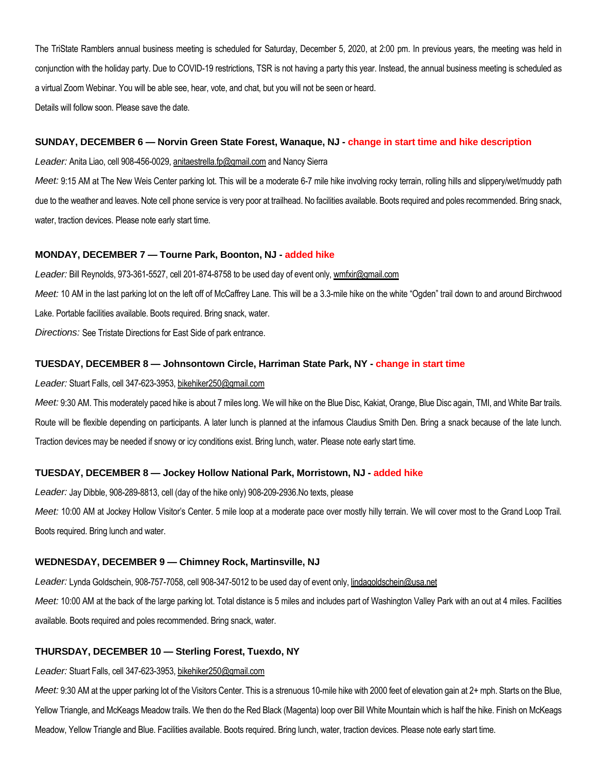The TriState Ramblers annual business meeting is scheduled for Saturday, December 5, 2020, at 2:00 pm. In previous years, the meeting was held in conjunction with the holiday party. Due to COVID-19 restrictions, TSR is not having a party this year. Instead, the annual business meeting is scheduled as a virtual Zoom Webinar. You will be able see, hear, vote, and chat, but you will not be seen or heard.

Details will follow soon. Please save the date.

### SUNDAY, DECEMBER 6 — Norvin Green State Forest, Wanaque, NJ - change in start time and hike description

*Leader:* Anita Liao, cell 908-456-0029, anitaestrella.fp@gmail.com and Nancy Sierra

*Meet:* 9:15 AM at The New Weis Center parking lot. This will be a moderate 6-7 mile hike involving rocky terrain, rolling hills and slippery/wet/muddy path due to the weather and leaves. Note cell phone service is very poor at trailhead. No facilities available. Boots required and poles recommended. Bring snack, water, traction devices. Please note early start time.

### MONDAY, DECEMBER 7 — Tourne Park, Boonton, NJ - added hike

*Leader:* Bill Reynolds, 973-361-5527, cell 201-874-8758 to be used day of event only, wmfxir@gmail.com

*Meet:* 10 AM in the last parking lot on the left off of McCaffrey Lane. This will be a 3.3-mile hike on the white "Ogden" trail down to and around Birchwood Lake. Portable facilities available. Boots required. Bring snack, water.

*Directions:* See Tristate Directions for East Side of park entrance.

### TUESDAY, DECEMBER 8 — Johnsontown Circle, Harriman State Park, NY - change in start time

*Leader:* Stuart Falls, cell 347-623-3953, bikehiker250@gmail.com

*Meet:* 9:30 AM. This moderately paced hike is about 7 miles long. We will hike on the Blue Disc, Kakiat, Orange, Blue Disc again, TMI, and White Bar trails. Route will be flexible depending on participants. A later lunch is planned at the infamous Claudius Smith Den. Bring a snack because of the late lunch. Traction devices may be needed if snowy or icy conditions exist. Bring lunch, water. Please note early start time.

### TUESDAY, DECEMBER 8 — Jockey Hollow National Park, Morristown, NJ - added hike

*Leader:* Jay Dibble, 908-289-8813, cell (day of the hike only) 908-209-2936.No texts, please

*Meet:* 10:00 AM at Jockey Hollow Visitor's Center. 5 mile loop at a moderate pace over mostly hilly terrain. We will cover most to the Grand Loop Trail. Boots required. Bring lunch and water.

### WEDNESDAY, DECEMBER 9 — Chimney Rock, Martinsville, NJ

*Leader:* Lynda Goldschein, 908-757-7058, cell 908-347-5012 to be used day of event only, lindagoldschein@usa.net

*Meet:* 10:00 AM at the back of the large parking lot. Total distance is 5 miles and includes part of Washington Valley Park with an out at 4 miles. Facilities available. Boots required and poles recommended. Bring snack, water.

### THURSDAY, DECEMBER 10 — Sterling Forest, Tuexdo, NY

*Leader:* Stuart Falls, cell 347-623-3953, bikehiker250@gmail.com

*Meet:* 9:30 AM at the upper parking lot of the Visitors Center. This is a strenuous 10-mile hike with 2000 feet of elevation gain at 2+ mph. Starts on the Blue, Yellow Triangle, and McKeags Meadow trails. We then do the Red Black (Magenta) loop over Bill White Mountain which is half the hike. Finish on McKeags Meadow, Yellow Triangle and Blue. Facilities available. Boots required. Bring lunch, water, traction devices. Please note early start time.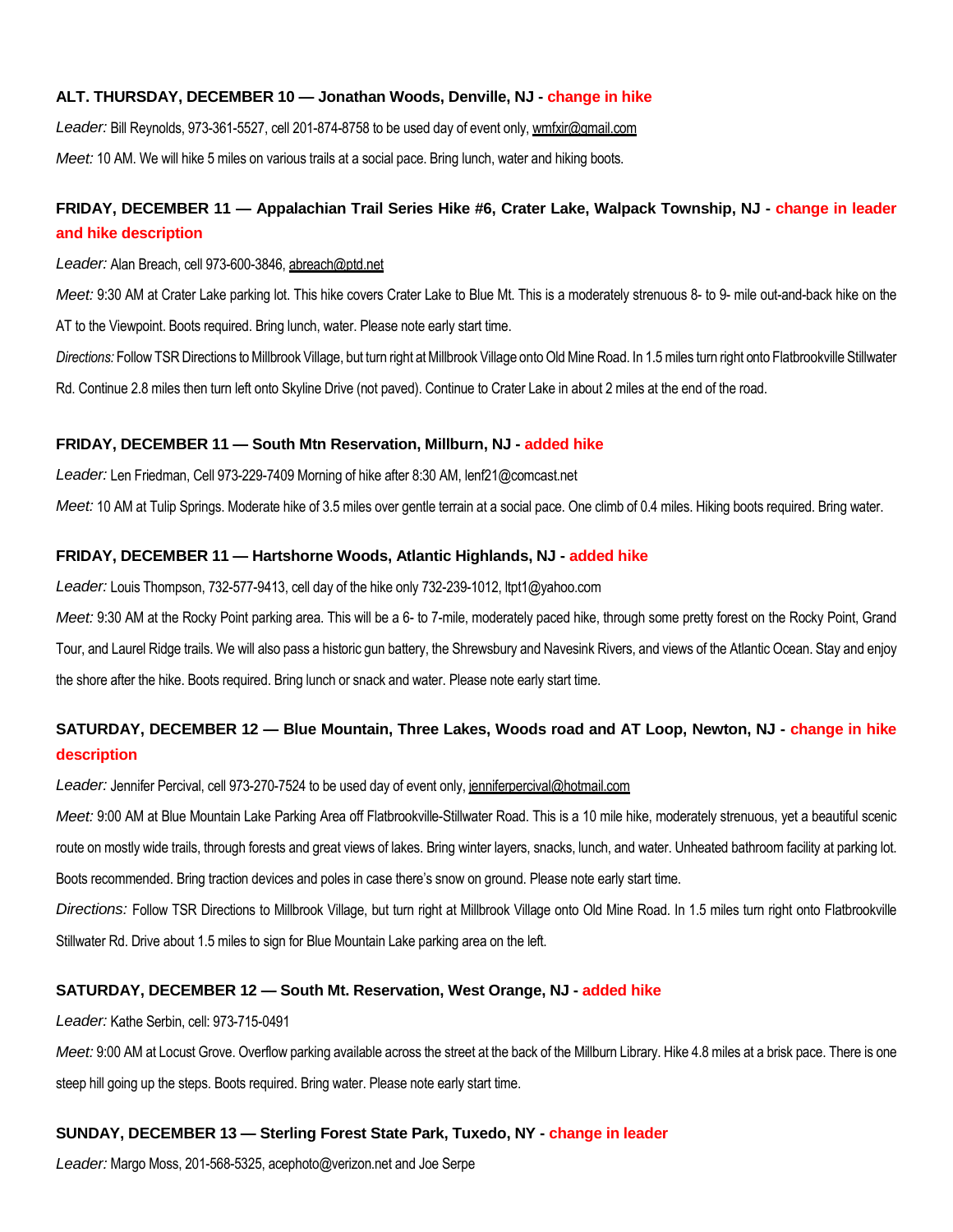**ALT. THURSDAY, DECEMBER 10 — Jonathan Woods, Denville, NJ - change in hike**

*Leader:* Bill Reynolds, 973-361-5527, cell 201-874-8758 to be used day of event only, wmfxir@gmail.com

*Meet:* 10 AM. We will hike 5 miles on various trails at a social pace. Bring lunch, water and hiking boots.

**FRIDAY, DECEMBER 11 — Appalachian Trail Series Hike #6, Crater Lake, Walpack Township, NJ - change in leader and hike description**

*Leader:* Alan Breach, cell 973-600-3846, abreach@ptd.net

*Meet:* 9:30 AM at Crater Lake parking lot. This hike covers Crater Lake to Blue Mt. This is a moderately strenuous 8- to 9- mile out-and-back hike on the AT to the Viewpoint. Boots required. Bring lunch, water. Please note early start time.

*Directions:* Follow TSR Directions to Millbrook Village, but turn right at Millbrook Village onto Old Mine Road. In 1.5 miles turn right onto Flatbrookville Stillwater Rd. Continue 2.8 miles then turn left onto Skyline Drive (not paved). Continue to Crater Lake in about 2 miles at the end of the road.

**FRIDAY, DECEMBER 11 — South Mtn Reservation, Millburn, NJ - added hike**

*Leader:* Len Friedman, Cell 973-229-7409 Morning of hike after 8:30 AM, lenf21@comcast.net

*Meet:* 10 AM at Tulip Springs. Moderate hike of 3.5 miles over gentle terrain at a social pace. One climb of 0.4 miles. Hiking boots required. Bring water.

**FRIDAY, DECEMBER 11 — Hartshorne Woods, Atlantic Highlands, NJ - added hike**

*Leader:* Louis Thompson, 732-577-9413, cell day of the hike only 732-239-1012, ltpt1@yahoo.com

*Meet:* 9:30 AM at the Rocky Point parking area. This will be a 6- to 7-mile, moderately paced hike, through some pretty forest on the Rocky Point, Grand Tour, and Laurel Ridge trails. We will also pass a historic gun battery, the Shrewsbury and Navesink Rivers, and views of the Atlantic Ocean. Stay and enjoy the shore after the hike. Boots required. Bring lunch or snack and water. Please note early start time.

**SATURDAY, DECEMBER 12 — Blue Mountain, Three Lakes, Woods road and AT Loop, Newton, NJ - change in hike description**

*Leader:* Jennifer Percival, cell 973-270-7524 to be used day of event only, jenniferpercival@hotmail.com

*Meet:* 9:00 AM at Blue Mountain Lake Parking Area off Flatbrookville-Stillwater Road. This is a 10 mile hike, moderately strenuous, yet a beautiful scenic route on mostly wide trails, through forests and great views of lakes. Bring winter layers, snacks, lunch, and water. Unheated bathroom facility at parking lot. Boots recommended. Bring traction devices and poles in case there's snow on ground. Please note early start time.

*Directions:* Follow TSR Directions to Millbrook Village, but turn right at Millbrook Village onto Old Mine Road. In 1.5 miles turn right onto Flatbrookville Stillwater Rd. Drive about 1.5 miles to sign for Blue Mountain Lake parking area on the left.

**SATURDAY, DECEMBER 12 — South Mt. Reservation, West Orange, NJ - added hike**

*Leader:* Kathe Serbin, cell: 973-715-0491

*Meet:* 9:00 AM at Locust Grove. Overflow parking available across the street at the back of the Millburn Library. Hike 4.8 miles at a brisk pace. There is one steep hill going up the steps. Boots required. Bring water. Please note early start time.

**SUNDAY, DECEMBER 13 — Sterling Forest State Park, Tuxedo, NY - change in leader**

*Leader:* Margo Moss, 201-568-5325, acephoto@verizon.net and Joe Serpe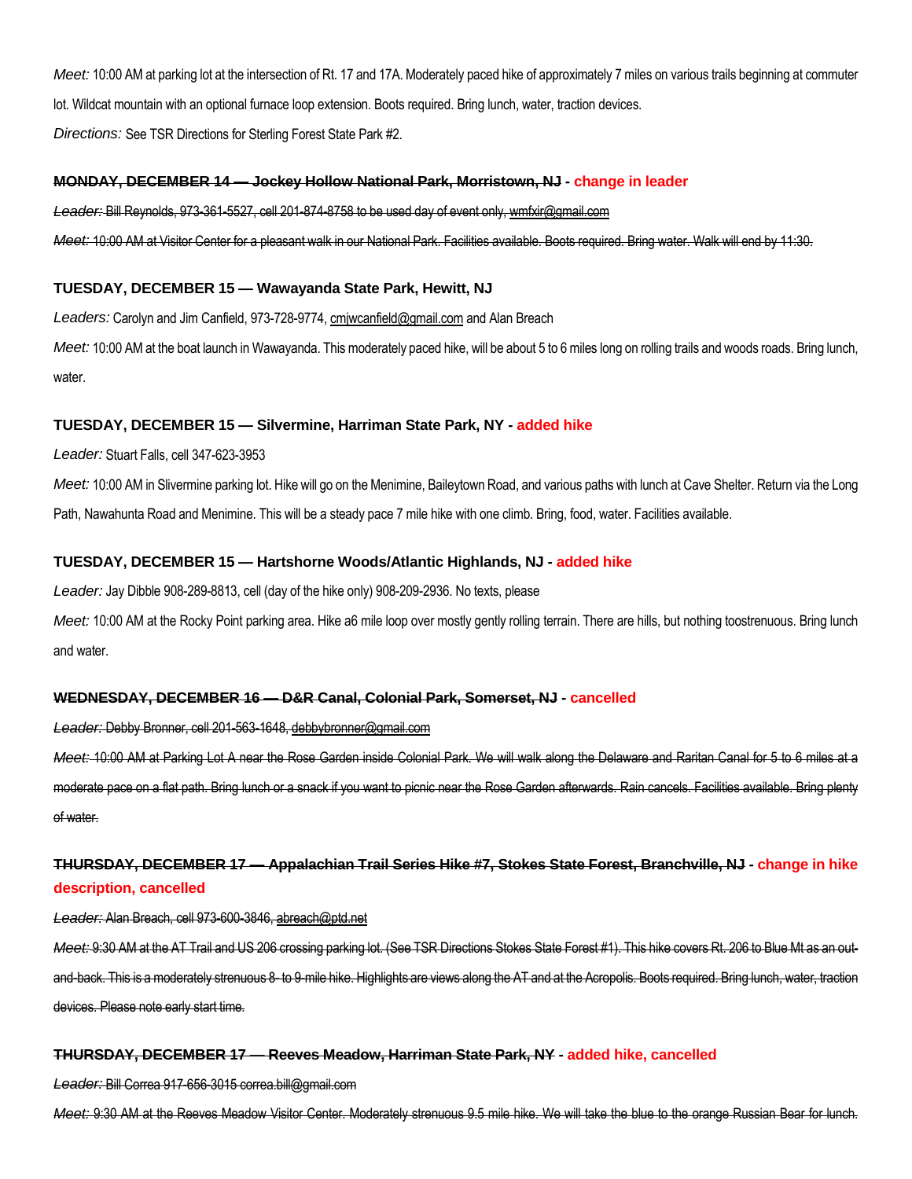*Meet:* 10:00 AM at parking lot at the intersection of Rt. 17 and 17A. Moderately paced hike of approximately 7 miles on various trails beginning at commuter lot. Wildcat mountain with an optional furnace loop extension. Boots required. Bring lunch, water, traction devices.

*Directions:* See TSR Directions for Sterling Forest State Park #2.

### ~~MONDAY, DECEMBER 14 — Jockey Hollow National Park, Morristown, NJ~~ - change in leader

~~*Leader:* Bill Reynolds, 973-361-5527, cell 201-874-8758 to be used day of event only, wmfxir@gmail.com~~

~~*Meet:* 10:00 AM at Visitor Center for a pleasant walk in our National Park. Facilities available. Boots required. Bring water. Walk will end by 11:30.~~

### TUESDAY, DECEMBER 15 — Wawayanda State Park, Hewitt, NJ

*Leaders:* Carolyn and Jim Canfield, 973-728-9774, cmjwcanfield@gmail.com and Alan Breach

*Meet:* 10:00 AM at the boat launch in Wawayanda. This moderately paced hike, will be about 5 to 6 miles long on rolling trails and woods roads. Bring lunch, water.

### TUESDAY, DECEMBER 15 — Silvermine, Harriman State Park, NY - added hike

*Leader:* Stuart Falls, cell 347-623-3953

*Meet:* 10:00 AM in Slivermine parking lot. Hike will go on the Menimine, Baileytown Road, and various paths with lunch at Cave Shelter. Return via the Long Path, Nawahunta Road and Menimine. This will be a steady pace 7 mile hike with one climb. Bring, food, water. Facilities available.

### TUESDAY, DECEMBER 15 — Hartshorne Woods/Atlantic Highlands, NJ - added hike

*Leader:* Jay Dibble 908-289-8813, cell (day of the hike only) 908-209-2936. No texts, please

*Meet:* 10:00 AM at the Rocky Point parking area. Hike a6 mile loop over mostly gently rolling terrain. There are hills, but nothing toostrenuous. Bring lunch and water.

### ~~WEDNESDAY, DECEMBER 16 — D&R Canal, Colonial Park, Somerset, NJ~~ - cancelled

~~*Leader:* Debby Bronner, cell 201-563-1648, debbybronner@gmail.com~~

~~*Meet:* 10:00 AM at Parking Lot A near the Rose Garden inside Colonial Park. We will walk along the Delaware and Raritan Canal for 5 to 6 miles at a moderate pace on a flat path. Bring lunch or a snack if you want to picnic near the Rose Garden afterwards. Rain cancels. Facilities available. Bring plenty of water.~~

### ~~THURSDAY, DECEMBER 17 — Appalachian Trail Series Hike #7, Stokes State Forest, Branchville, NJ~~ - change in hike description, cancelled

~~*Leader:* Alan Breach, cell 973-600-3846, abreach@ptd.net~~

~~*Meet:* 9:30 AM at the AT Trail and US 206 crossing parking lot. (See TSR Directions Stokes State Forest #1). This hike covers Rt. 206 to Blue Mt as an out-and-back. This is a moderately strenuous 8- to 9-mile hike. Highlights are views along the AT and at the Acropolis. Boots required. Bring lunch, water, traction devices. Please note early start time.~~

### ~~THURSDAY, DECEMBER 17 — Reeves Meadow, Harriman State Park, NY~~ - added hike, cancelled

~~*Leader:* Bill Correa 917-656-3015 correa.bill@gmail.com~~

~~*Meet:* 9:30 AM at the Reeves Meadow Visitor Center. Moderately strenuous 9.5 mile hike. We will take the blue to the orange Russian Bear for lunch.~~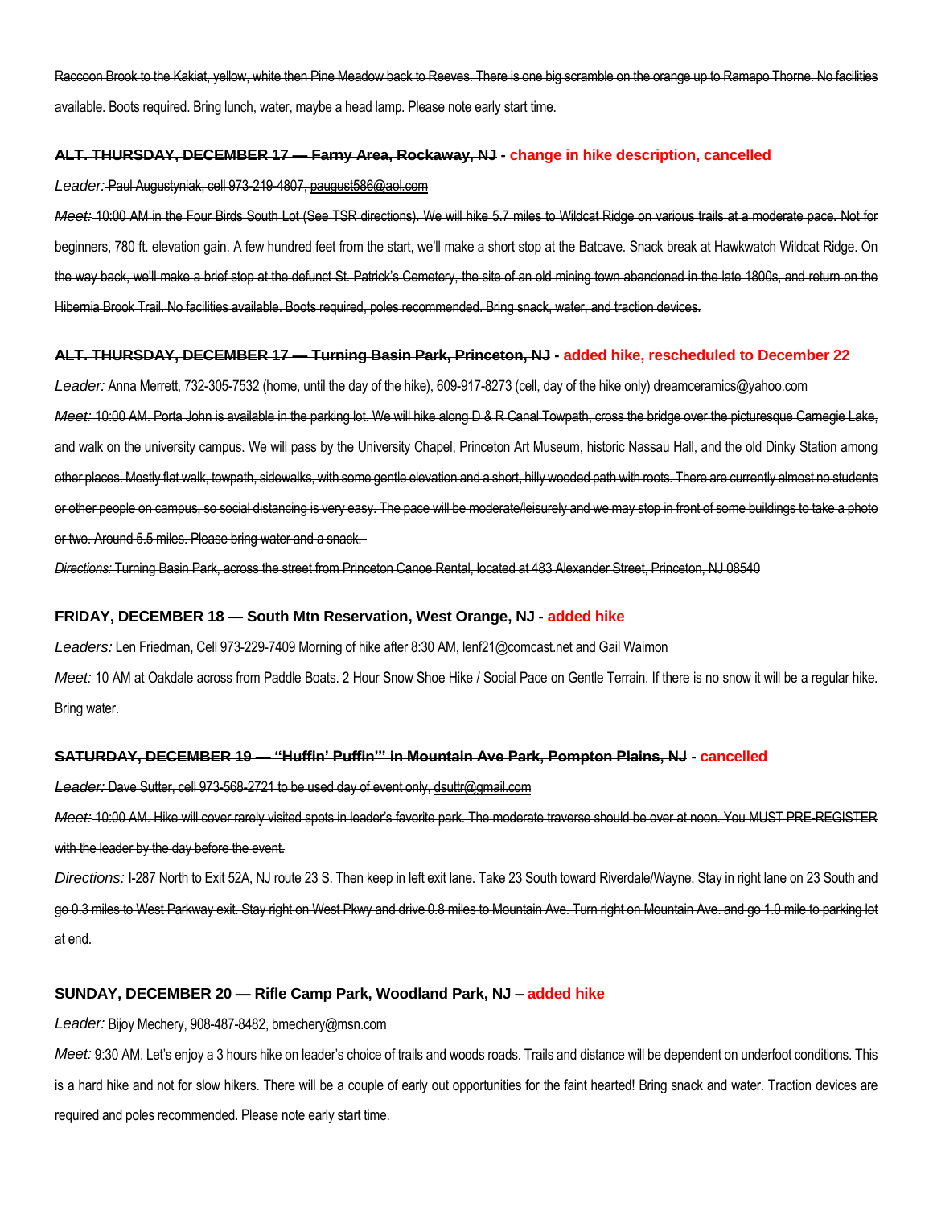~~Raccoon Brook to the Kakiat, yellow, white then Pine Meadow back to Reeves. There is one big scramble on the orange up to Ramapo Thorne. No facilities available. Boots required. Bring lunch, water, maybe a head lamp. Please note early start time.~~

**~~ALT. THURSDAY, DECEMBER 17 — Farny Area, Rockaway, NJ~~ - change in hike description, cancelled**

~~*Leader:* Paul Augustyniak, cell 973-219-4807, paugust586@aol.com~~

~~*Meet:* 10:00 AM in the Four Birds South Lot (See TSR directions). We will hike 5.7 miles to Wildcat Ridge on various trails at a moderate pace. Not for beginners, 780 ft. elevation gain. A few hundred feet from the start, we'll make a short stop at the Batcave. Snack break at Hawkwatch Wildcat Ridge. On the way back, we'll make a brief stop at the defunct St. Patrick's Cemetery, the site of an old mining town abandoned in the late 1800s, and return on the Hibernia Brook Trail. No facilities available. Boots required, poles recommended. Bring snack, water, and traction devices.~~

**~~ALT. THURSDAY, DECEMBER 17 — Turning Basin Park, Princeton, NJ~~ - added hike, rescheduled to December 22**

~~*Leader:* Anna Merrett, 732-305-7532 (home, until the day of the hike), 609-917-8273 (cell, day of the hike only) dreamceramics@yahoo.com~~

~~*Meet:* 10:00 AM. Porta John is available in the parking lot. We will hike along D & R Canal Towpath, cross the bridge over the picturesque Carnegie Lake, and walk on the university campus. We will pass by the University Chapel, Princeton Art Museum, historic Nassau Hall, and the old Dinky Station among other places. Mostly flat walk, towpath, sidewalks, with some gentle elevation and a short, hilly wooded path with roots. There are currently almost no students or other people on campus, so social distancing is very easy. The pace will be moderate/leisurely and we may stop in front of some buildings to take a photo or two. Around 5.5 miles. Please bring water and a snack.~~

~~*Directions:* Turning Basin Park, across the street from Princeton Canoe Rental, located at 483 Alexander Street, Princeton, NJ 08540~~

**FRIDAY, DECEMBER 18 — South Mtn Reservation, West Orange, NJ - added hike**

*Leaders:* Len Friedman, Cell 973-229-7409 Morning of hike after 8:30 AM, lenf21@comcast.net and Gail Waimon

*Meet:* 10 AM at Oakdale across from Paddle Boats. 2 Hour Snow Shoe Hike / Social Pace on Gentle Terrain. If there is no snow it will be a regular hike. Bring water.

**~~SATURDAY, DECEMBER 19 — "Huffin' Puffin'" in Mountain Ave Park, Pompton Plains, NJ~~ - cancelled**

~~*Leader:* Dave Sutter, cell 973-568-2721 to be used day of event only, dsuttr@gmail.com~~

~~*Meet:* 10:00 AM. Hike will cover rarely visited spots in leader's favorite park. The moderate traverse should be over at noon. You MUST PRE-REGISTER with the leader by the day before the event.~~

~~*Directions:* I-287 North to Exit 52A, NJ route 23 S. Then keep in left exit lane. Take 23 South toward Riverdale/Wayne. Stay in right lane on 23 South and go 0.3 miles to West Parkway exit. Stay right on West Pkwy and drive 0.8 miles to Mountain Ave. Turn right on Mountain Ave. and go 1.0 mile to parking lot at end.~~

**SUNDAY, DECEMBER 20 — Rifle Camp Park, Woodland Park, NJ – added hike**

*Leader:* Bijoy Mechery, 908-487-8482, bmechery@msn.com

*Meet:* 9:30 AM. Let's enjoy a 3 hours hike on leader's choice of trails and woods roads. Trails and distance will be dependent on underfoot conditions. This is a hard hike and not for slow hikers. There will be a couple of early out opportunities for the faint hearted! Bring snack and water. Traction devices are required and poles recommended. Please note early start time.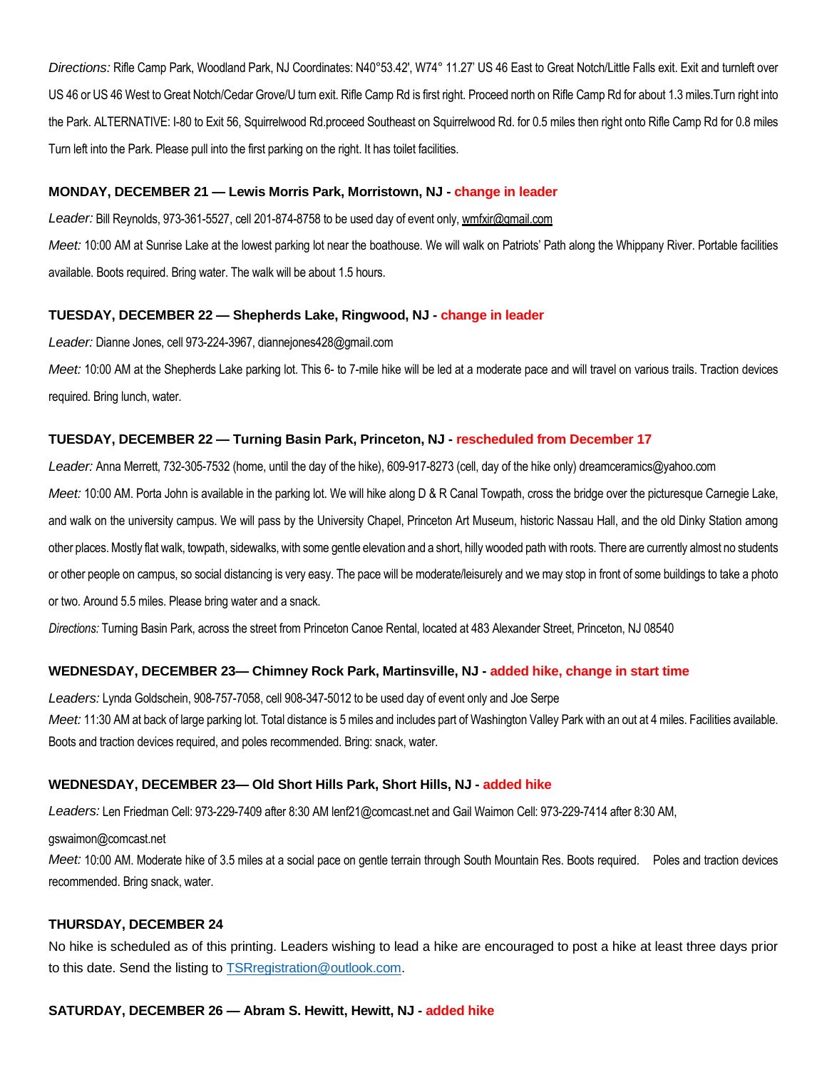*Directions:* Rifle Camp Park, Woodland Park, NJ Coordinates: N40°53.42', W74° 11.27' US 46 East to Great Notch/Little Falls exit. Exit and turnleft over US 46 or US 46 West to Great Notch/Cedar Grove/U turn exit. Rifle Camp Rd is first right. Proceed north on Rifle Camp Rd for about 1.3 miles.Turn right into the Park. ALTERNATIVE: I-80 to Exit 56, Squirrelwood Rd.proceed Southeast on Squirrelwood Rd. for 0.5 miles then right onto Rifle Camp Rd for 0.8 miles Turn left into the Park. Please pull into the first parking on the right. It has toilet facilities.

**MONDAY, DECEMBER 21 — Lewis Morris Park, Morristown, NJ - change in leader**

*Leader:* Bill Reynolds, 973-361-5527, cell 201-874-8758 to be used day of event only, wmfxir@gmail.com

*Meet:* 10:00 AM at Sunrise Lake at the lowest parking lot near the boathouse. We will walk on Patriots' Path along the Whippany River. Portable facilities available. Boots required. Bring water. The walk will be about 1.5 hours.

**TUESDAY, DECEMBER 22 — Shepherds Lake, Ringwood, NJ - change in leader**

*Leader:* Dianne Jones, cell 973-224-3967, diannejones428@gmail.com

*Meet:* 10:00 AM at the Shepherds Lake parking lot. This 6- to 7-mile hike will be led at a moderate pace and will travel on various trails. Traction devices required. Bring lunch, water.

**TUESDAY, DECEMBER 22 — Turning Basin Park, Princeton, NJ - rescheduled from December 17**

*Leader:* Anna Merrett, 732-305-7532 (home, until the day of the hike), 609-917-8273 (cell, day of the hike only) dreamceramics@yahoo.com

*Meet:* 10:00 AM. Porta John is available in the parking lot. We will hike along D & R Canal Towpath, cross the bridge over the picturesque Carnegie Lake, and walk on the university campus. We will pass by the University Chapel, Princeton Art Museum, historic Nassau Hall, and the old Dinky Station among other places. Mostly flat walk, towpath, sidewalks, with some gentle elevation and a short, hilly wooded path with roots. There are currently almost no students or other people on campus, so social distancing is very easy. The pace will be moderate/leisurely and we may stop in front of some buildings to take a photo or two. Around 5.5 miles. Please bring water and a snack.

*Directions:* Turning Basin Park, across the street from Princeton Canoe Rental, located at 483 Alexander Street, Princeton, NJ 08540

**WEDNESDAY, DECEMBER 23— Chimney Rock Park, Martinsville, NJ - added hike, change in start time**

*Leaders:* Lynda Goldschein, 908-757-7058, cell 908-347-5012 to be used day of event only and Joe Serpe

*Meet:* 11:30 AM at back of large parking lot. Total distance is 5 miles and includes part of Washington Valley Park with an out at 4 miles. Facilities available. Boots and traction devices required, and poles recommended. Bring: snack, water.

**WEDNESDAY, DECEMBER 23— Old Short Hills Park, Short Hills, NJ - added hike**

*Leaders:* Len Friedman Cell: 973-229-7409 after 8:30 AM lenf21@comcast.net and Gail Waimon Cell: 973-229-7414 after 8:30 AM, gswaimon@comcast.net

*Meet:* 10:00 AM. Moderate hike of 3.5 miles at a social pace on gentle terrain through South Mountain Res. Boots required. Poles and traction devices recommended. Bring snack, water.

**THURSDAY, DECEMBER 24**

No hike is scheduled as of this printing. Leaders wishing to lead a hike are encouraged to post a hike at least three days prior to this date. Send the listing to TSRregistration@outlook.com.

**SATURDAY, DECEMBER 26 — Abram S. Hewitt, Hewitt, NJ - added hike**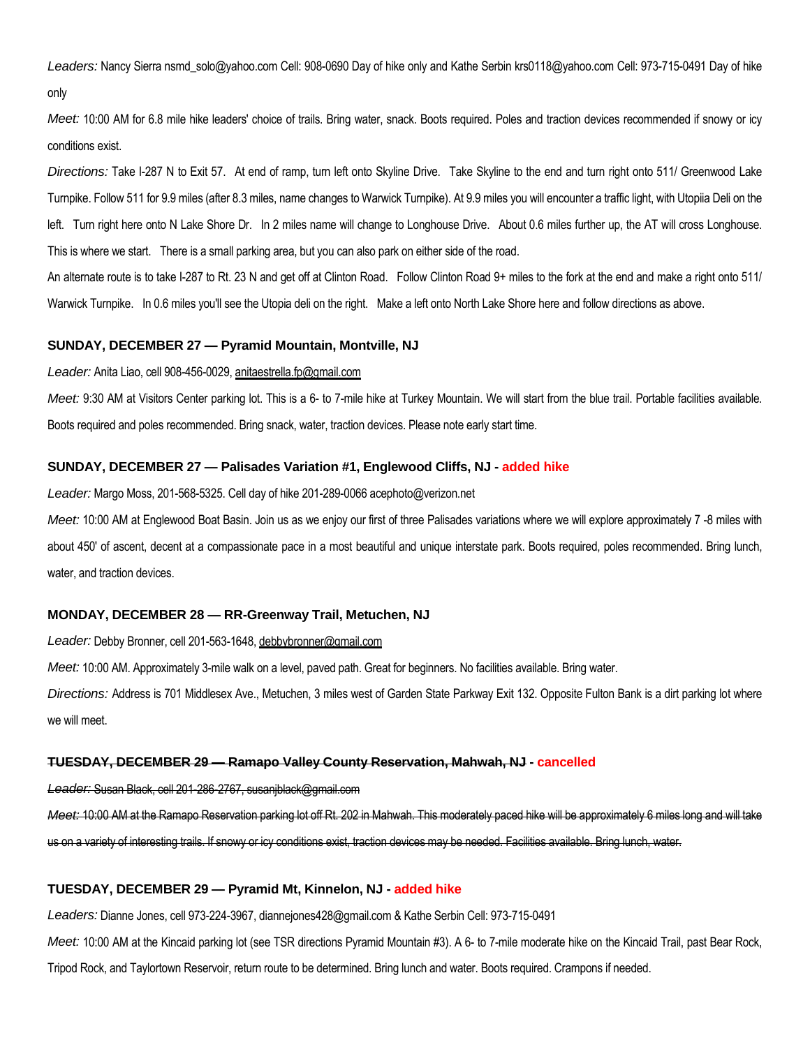*Leaders:* Nancy Sierra nsmd_solo@yahoo.com Cell: 908-0690 Day of hike only and Kathe Serbin krs0118@yahoo.com Cell: 973-715-0491 Day of hike only

*Meet:* 10:00 AM for 6.8 mile hike leaders' choice of trails. Bring water, snack. Boots required. Poles and traction devices recommended if snowy or icy conditions exist.

*Directions:* Take I-287 N to Exit 57. At end of ramp, turn left onto Skyline Drive. Take Skyline to the end and turn right onto 511/ Greenwood Lake Turnpike. Follow 511 for 9.9 miles (after 8.3 miles, name changes to Warwick Turnpike). At 9.9 miles you will encounter a traffic light, with Utopiia Deli on the left. Turn right here onto N Lake Shore Dr. In 2 miles name will change to Longhouse Drive. About 0.6 miles further up, the AT will cross Longhouse. This is where we start. There is a small parking area, but you can also park on either side of the road.

An alternate route is to take I-287 to Rt. 23 N and get off at Clinton Road. Follow Clinton Road 9+ miles to the fork at the end and make a right onto 511/ Warwick Turnpike. In 0.6 miles you'll see the Utopia deli on the right. Make a left onto North Lake Shore here and follow directions as above.

### SUNDAY, DECEMBER 27 — Pyramid Mountain, Montville, NJ

*Leader:* Anita Liao, cell 908-456-0029, anitaestrella.fp@gmail.com

*Meet:* 9:30 AM at Visitors Center parking lot. This is a 6- to 7-mile hike at Turkey Mountain. We will start from the blue trail. Portable facilities available. Boots required and poles recommended. Bring snack, water, traction devices. Please note early start time.

### SUNDAY, DECEMBER 27 — Palisades Variation #1, Englewood Cliffs, NJ - added hike

*Leader:* Margo Moss, 201-568-5325. Cell day of hike 201-289-0066 acephoto@verizon.net

*Meet:* 10:00 AM at Englewood Boat Basin. Join us as we enjoy our first of three Palisades variations where we will explore approximately 7 -8 miles with about 450' of ascent, decent at a compassionate pace in a most beautiful and unique interstate park. Boots required, poles recommended. Bring lunch, water, and traction devices.

### MONDAY, DECEMBER 28 — RR-Greenway Trail, Metuchen, NJ

*Leader:* Debby Bronner, cell 201-563-1648, debbybronner@gmail.com

*Meet:* 10:00 AM. Approximately 3-mile walk on a level, paved path. Great for beginners. No facilities available. Bring water.

*Directions:* Address is 701 Middlesex Ave., Metuchen, 3 miles west of Garden State Parkway Exit 132. Opposite Fulton Bank is a dirt parking lot where we will meet.

### ~~TUESDAY, DECEMBER 29 — Ramapo Valley County Reservation, Mahwah, NJ~~ - cancelled

~~*Leader:* Susan Black, cell 201-286-2767, susanjblack@gmail.com~~

~~*Meet:* 10:00 AM at the Ramapo Reservation parking lot off Rt. 202 in Mahwah. This moderately paced hike will be approximately 6 miles long and will take us on a variety of interesting trails. If snowy or icy conditions exist, traction devices may be needed. Facilities available. Bring lunch, water.~~

### TUESDAY, DECEMBER 29 — Pyramid Mt, Kinnelon, NJ - added hike

*Leaders:* Dianne Jones, cell 973-224-3967, diannejones428@gmail.com & Kathe Serbin Cell: 973-715-0491

*Meet:* 10:00 AM at the Kincaid parking lot (see TSR directions Pyramid Mountain #3). A 6- to 7-mile moderate hike on the Kincaid Trail, past Bear Rock, Tripod Rock, and Taylortown Reservoir, return route to be determined. Bring lunch and water. Boots required. Crampons if needed.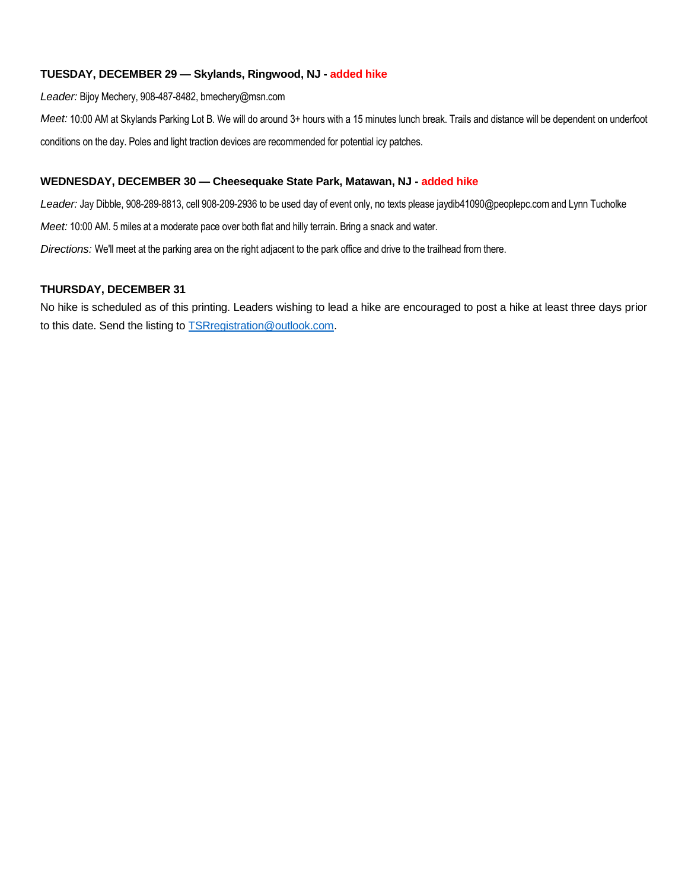**TUESDAY, DECEMBER 29 — Skylands, Ringwood, NJ - added hike**

*Leader:* Bijoy Mechery, 908-487-8482, bmechery@msn.com

*Meet:* 10:00 AM at Skylands Parking Lot B. We will do around 3+ hours with a 15 minutes lunch break. Trails and distance will be dependent on underfoot conditions on the day. Poles and light traction devices are recommended for potential icy patches.

**WEDNESDAY, DECEMBER 30 — Cheesequake State Park, Matawan, NJ - added hike**

*Leader:* Jay Dibble, 908-289-8813, cell 908-209-2936 to be used day of event only, no texts please jaydib41090@peoplepc.com and Lynn Tucholke

*Meet:* 10:00 AM. 5 miles at a moderate pace over both flat and hilly terrain. Bring a snack and water.

*Directions:* We'll meet at the parking area on the right adjacent to the park office and drive to the trailhead from there.

**THURSDAY, DECEMBER 31**

No hike is scheduled as of this printing. Leaders wishing to lead a hike are encouraged to post a hike at least three days prior to this date. Send the listing to TSRregistration@outlook.com.